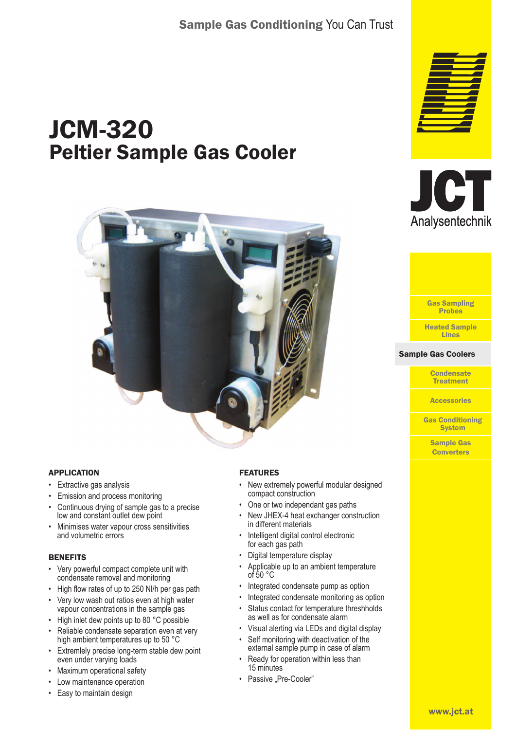Sample Gas Conditioning You Can Trust

# JCM-320
## Peltier Sample Gas Cooler

JCT Analysentechnik

- Gas Sampling Probes
- Heated Sample Lines
- **Sample Gas Coolers**
- Condensate Treatment
- Accessories
- Gas Conditioning System
- Sample Gas Converters

### APPLICATION

- Extractive gas analysis
- Emission and process monitoring
- Continuous drying of sample gas to a precise low and constant outlet dew point
- Minimises water vapour cross sensitivities and volumetric errors

### BENEFITS

- Very powerful compact complete unit with condensate removal and monitoring
- High flow rates of up to 250 Nl/h per gas path
- Very low wash out ratios even at high water vapour concentrations in the sample gas
- High inlet dew points up to 80 °C possible
- Reliable condensate separation even at very high ambient temperatures up to 50 °C
- Extremlely precise long-term stable dew point even under varying loads
- Maximum operational safety
- Low maintenance operation
- Easy to maintain design

### FEATURES

- New extremely powerful modular designed compact construction
- One or two independant gas paths
- New JHEX-4 heat exchanger construction in different materials
- Intelligent digital control electronic for each gas path
- Digital temperature display
- Applicable up to an ambient temperature of 50 °C
- Integrated condensate pump as option
- Integrated condensate monitoring as option
- Status contact for temperature threshholds as well as for condensate alarm
- Visual alerting via LEDs and digital display
- Self monitoring with deactivation of the external sample pump in case of alarm
- Ready for operation within less than 15 minutes
- Passive „Pre-Cooler"

www.jct.at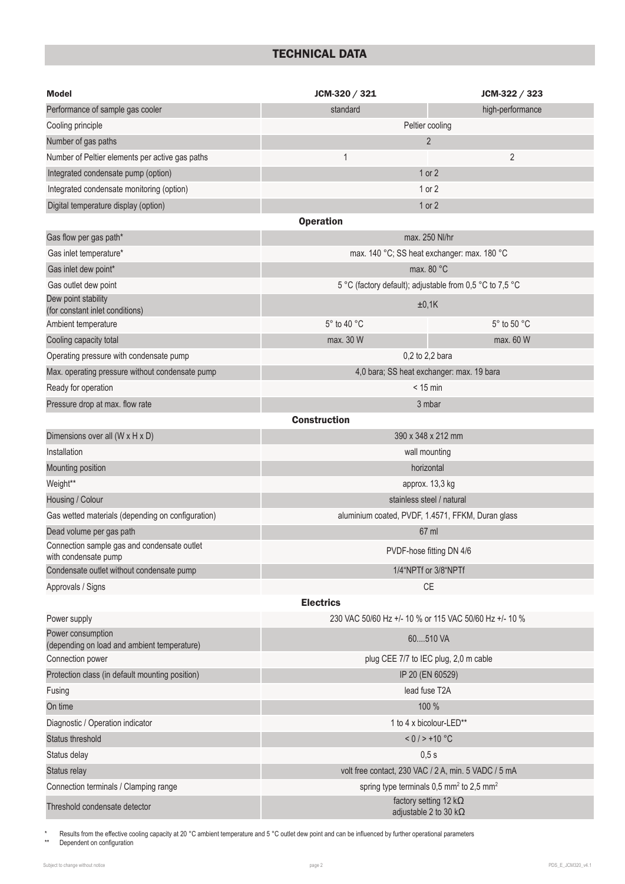## TECHNICAL DATA

| Model | JCM-320 / 321 | JCM-322 / 323 |
|---|---|---|
| Performance of sample gas cooler | standard | high-performance |
| Cooling principle | Peltier cooling | |
| Number of gas paths | 2 | |
| Number of Peltier elements per active gas paths | 1 | 2 |
| Integrated condensate pump (option) | 1 or 2 | |
| Integrated condensate monitoring (option) | 1 or 2 | |
| Digital temperature display (option) | 1 or 2 | |
| **Operation** | | |
| Gas flow per gas path* | max. 250 Nl/hr | |
| Gas inlet temperature* | max. 140 °C; SS heat exchanger: max. 180 °C | |
| Gas inlet dew point* | max. 80 °C | |
| Gas outlet dew point | 5 °C (factory default); adjustable from 0,5 °C to 7,5 °C | |
| Dew point stability (for constant inlet conditions) | ±0,1K | |
| Ambient temperature | 5° to 40 °C | 5° to 50 °C |
| Cooling capacity total | max. 30 W | max. 60 W |
| Operating pressure with condensate pump | 0,2 to 2,2 bara | |
| Max. operating pressure without condensate pump | 4,0 bara; SS heat exchanger: max. 19 bara | |
| Ready for operation | < 15 min | |
| Pressure drop at max. flow rate | 3 mbar | |
| **Construction** | | |
| Dimensions over all (W x H x D) | 390 x 348 x 212 mm | |
| Installation | wall mounting | |
| Mounting position | horizontal | |
| Weight** | approx. 13,3 kg | |
| Housing / Colour | stainless steel / natural | |
| Gas wetted materials (depending on configuration) | aluminium coated, PVDF, 1.4571, FFKM, Duran glass | |
| Dead volume per gas path | 67 ml | |
| Connection sample gas and condensate outlet with condensate pump | PVDF-hose fitting DN 4/6 | |
| Condensate outlet without condensate pump | 1/4"NPTf or 3/8"NPTf | |
| Approvals / Signs | CE | |
| **Electrics** | | |
| Power supply | 230 VAC 50/60 Hz +/- 10 % or 115 VAC 50/60 Hz +/- 10 % | |
| Power consumption (depending on load and ambient temperature) | 60....510 VA | |
| Connection power | plug CEE 7/7 to IEC plug, 2,0 m cable | |
| Protection class (in default mounting position) | IP 20 (EN 60529) | |
| Fusing | lead fuse T2A | |
| On time | 100 % | |
| Diagnostic / Operation indicator | 1 to 4 x bicolour-LED** | |
| Status threshold | < 0 / > +10 °C | |
| Status delay | 0,5 s | |
| Status relay | volt free contact, 230 VAC / 2 A, min. 5 VDC / 5 mA | |
| Connection terminals / Clamping range | spring type terminals 0,5 mm² to 2,5 mm² | |
| Threshold condensate detector | factory setting 12 kΩ adjustable 2 to 30 kΩ | |

\* Results from the effective cooling capacity at 20 °C ambient temperature and 5 °C outlet dew point and can be influenced by further operational parameters

\** Dependent on configuration

Subject to change without notice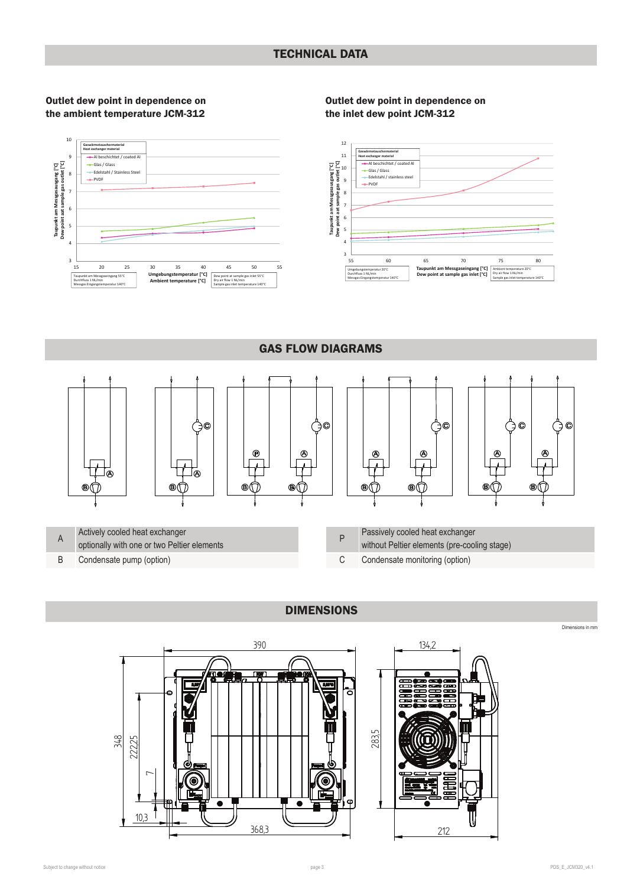## TECHNICAL DATA

### Outlet dew point in dependence on the ambient temperature JCM-312

### Outlet dew point in dependence on the inlet dew point JCM-312

## GAS FLOW DIAGRAMS

| | | | | |
|---|---|---|---|---|
| A | Actively cooled heat exchanger optionally with one or two Peltier elements | | P | Passively cooled heat exchanger without Peltier elements (pre-cooling stage) |
| B | Condensate pump (option) | | C | Condensate monitoring (option) |

## DIMENSIONS

Dimensions in mm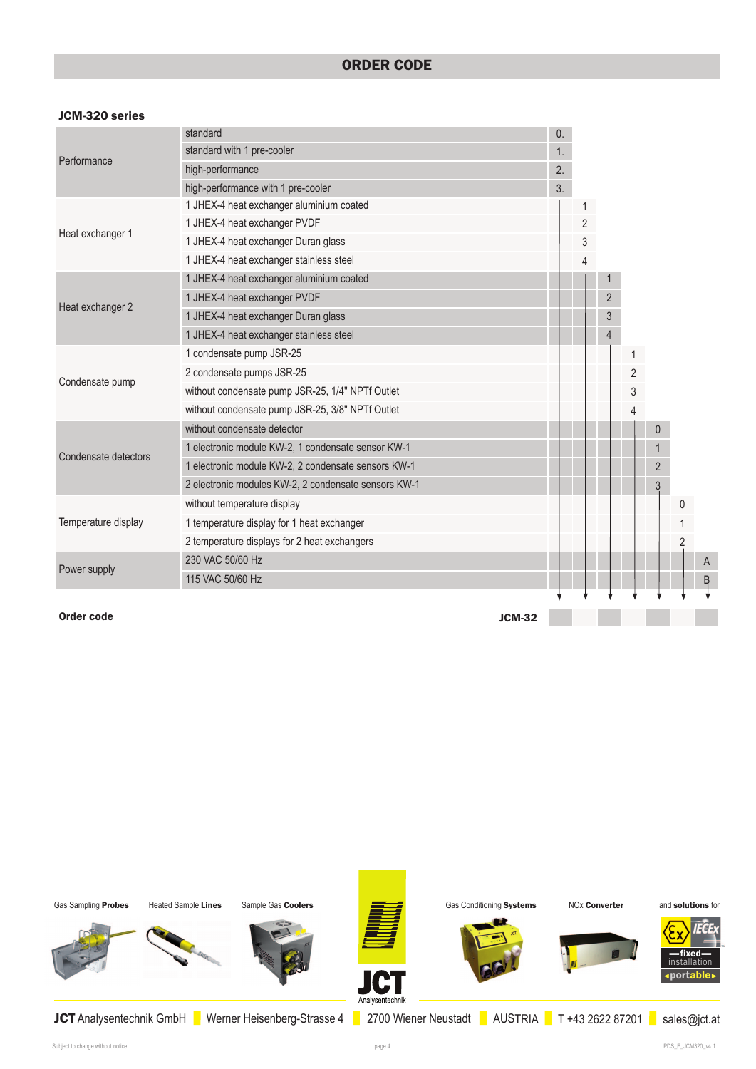## ORDER CODE

### JCM-320 series

| | | | | | | | | |
|---|---|---|---|---|---|---|---|---|
| Performance | standard | 0. | | | | | | |
| | standard with 1 pre-cooler | 1. | | | | | | |
| | high-performance | 2. | | | | | | |
| | high-performance with 1 pre-cooler | 3. | | | | | | |
| Heat exchanger 1 | 1 JHEX-4 heat exchanger aluminium coated | | 1 | | | | | |
| | 1 JHEX-4 heat exchanger PVDF | | 2 | | | | | |
| | 1 JHEX-4 heat exchanger Duran glass | | 3 | | | | | |
| | 1 JHEX-4 heat exchanger stainless steel | | 4 | | | | | |
| Heat exchanger 2 | 1 JHEX-4 heat exchanger aluminium coated | | | 1 | | | | |
| | 1 JHEX-4 heat exchanger PVDF | | | 2 | | | | |
| | 1 JHEX-4 heat exchanger Duran glass | | | 3 | | | | |
| | 1 JHEX-4 heat exchanger stainless steel | | | 4 | | | | |
| Condensate pump | 1 condensate pump JSR-25 | | | | 1 | | | |
| | 2 condensate pumps JSR-25 | | | | 2 | | | |
| | without condensate pump JSR-25, 1/4" NPTf Outlet | | | | 3 | | | |
| | without condensate pump JSR-25, 3/8" NPTf Outlet | | | | 4 | | | |
| Condensate detectors | without condensate detector | | | | | 0 | | |
| | 1 electronic module KW-2, 1 condensate sensor KW-1 | | | | | 1 | | |
| | 1 electronic module KW-2, 2 condensate sensors KW-1 | | | | | 2 | | |
| | 2 electronic modules KW-2, 2 condensate sensors KW-1 | | | | | 3 | | |
| Temperature display | without temperature display | | | | | | 0 | |
| | 1 temperature display for 1 heat exchanger | | | | | | 1 | |
| | 2 temperature displays for 2 heat exchangers | | | | | | 2 | |
| Power supply | 230 VAC 50/60 Hz | | | | | | | A |
| | 115 VAC 50/60 Hz | | | | | | | B |
| **Order code** | **JCM-32** | | | | | | | |

Gas Sampling **Probes** Heated Sample **Lines** Sample Gas **Coolers** Gas Conditioning **Systems** NOx **Converter** and **solutions** for

**JCT** Analysentechnik GmbH | Werner Heisenberg-Strasse 4 | 2700 Wiener Neustadt | AUSTRIA | T +43 2622 87201 | sales@jct.at

Subject to change without notice